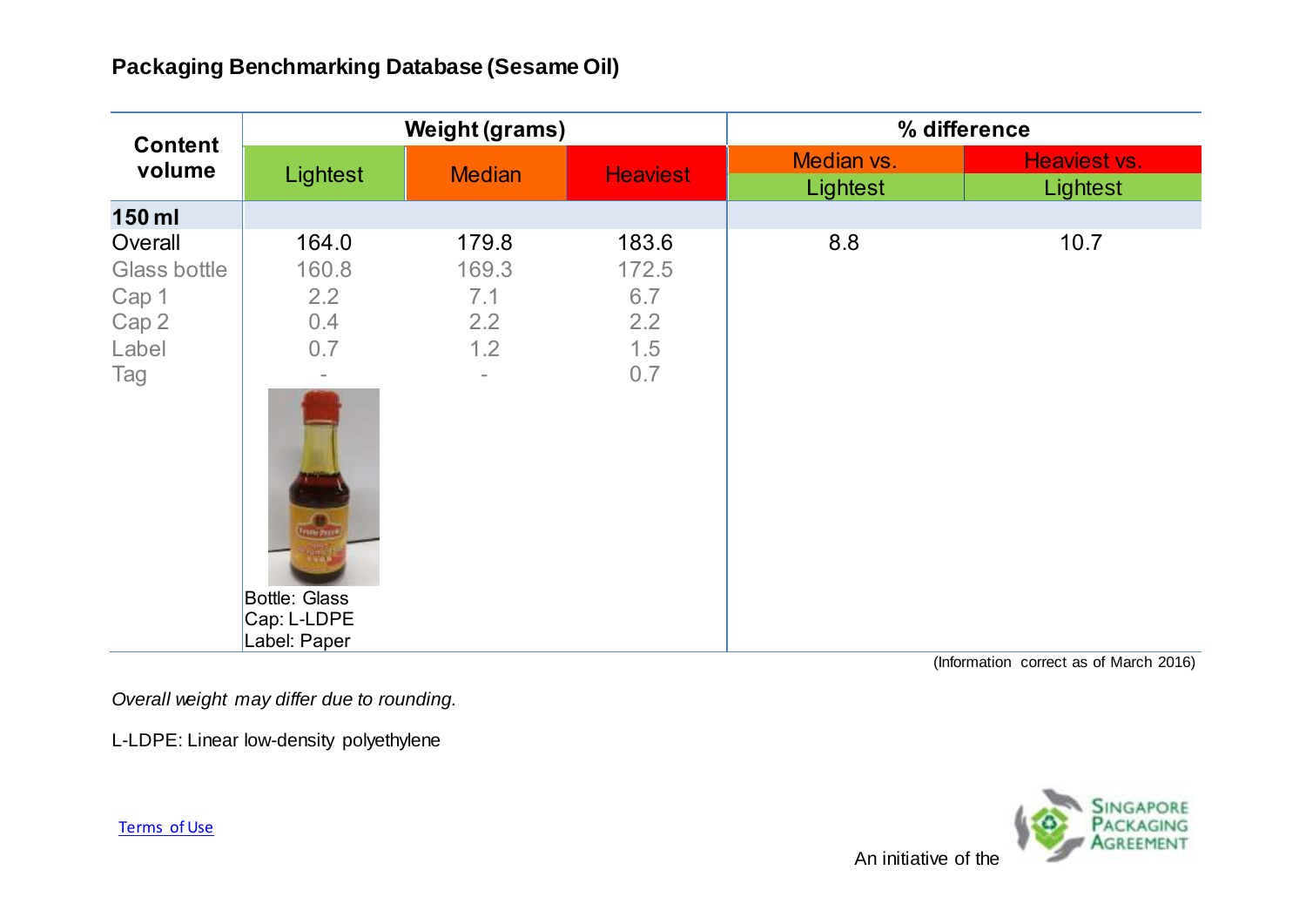## Packaging Benchmarking Database (Sesame Oil)

| Content volume | Weight (grams) | | | % difference | |
|---|---|---|---|---|---|
| | Lightest | Median | Heaviest | Median vs. Lightest | Heaviest vs. Lightest |
| **150 ml** | | | | | |
| Overall | 164.0 | 179.8 | 183.6 | 8.8 | 10.7 |
| Glass bottle | 160.8 | 169.3 | 172.5 | | |
| Cap 1 | 2.2 | 7.1 | 6.7 | | |
| Cap 2 | 0.4 | 2.2 | 2.2 | | |
| Label | 0.7 | 1.2 | 1.5 | | |
| Tag | - | - | 0.7 | | |
| | Bottle: Glass<br>Cap: L-LDPE<br>Label: Paper | | | | |

(Information correct as of March 2016)

*Overall weight may differ due to rounding.*

L-LDPE: Linear low-density polyethylene

Terms of Use

An initiative of the Singapore Packaging Agreement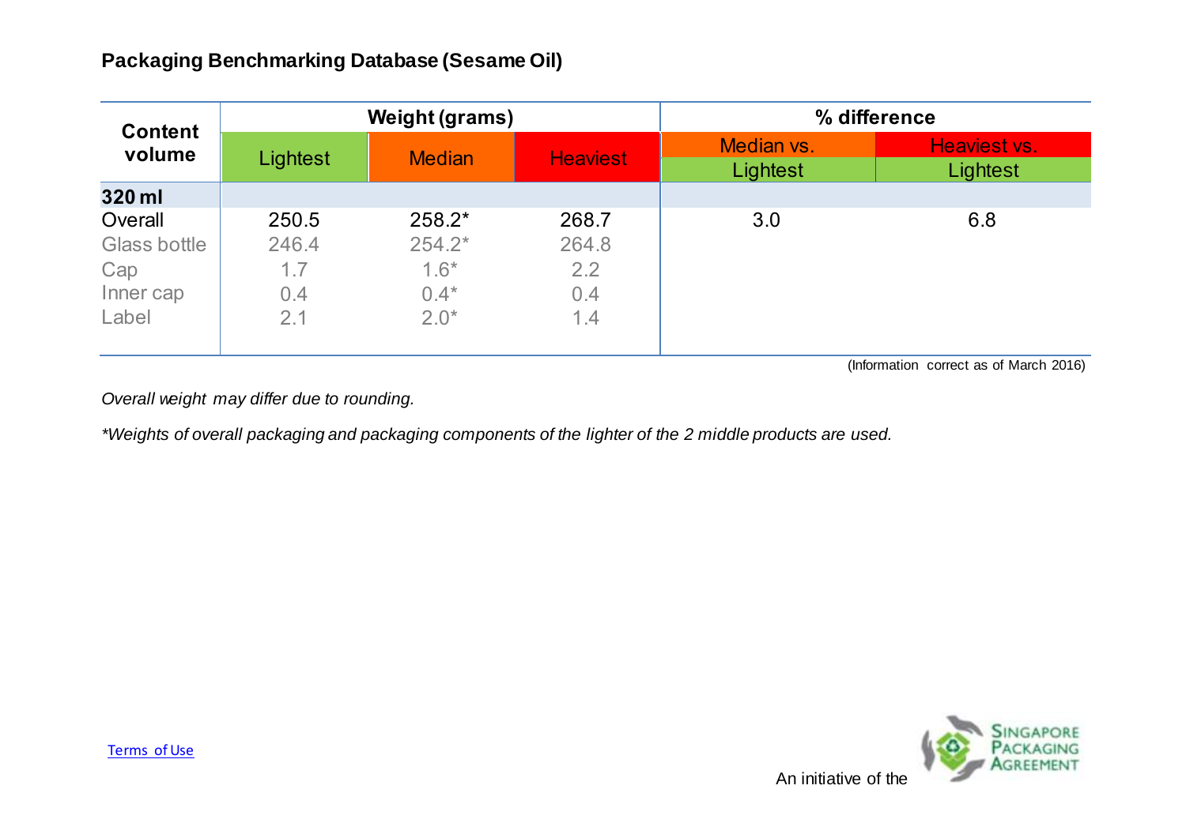## Packaging Benchmarking Database (Sesame Oil)

| Content volume | Weight (grams) | | | % difference | |
|---|---|---|---|---|---|
| | Lightest | Median | Heaviest | Median vs. Lightest | Heaviest vs. Lightest |
| **320 ml** | | | | | |
| Overall | 250.5 | 258.2* | 268.7 | 3.0 | 6.8 |
| Glass bottle | 246.4 | 254.2* | 264.8 | | |
| Cap | 1.7 | 1.6* | 2.2 | | |
| Inner cap | 0.4 | 0.4* | 0.4 | | |
| Label | 2.1 | 2.0* | 1.4 | | |

(Information correct as of March 2016)

*Overall weight may differ due to rounding.*

**Weights of overall packaging and packaging components of the lighter of the 2 middle products are used.*

Terms of Use

An initiative of the Singapore Packaging Agreement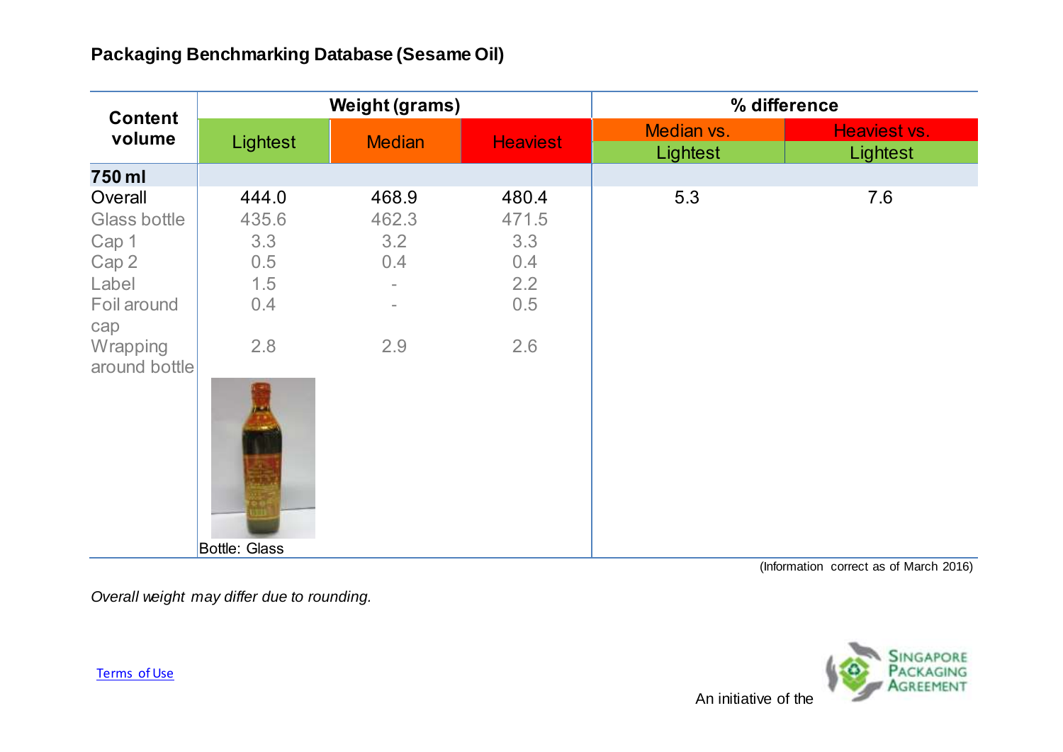## Packaging Benchmarking Database (Sesame Oil)

| Content volume | Weight (grams) | | | % difference | |
|---|---|---|---|---|---|
| | Lightest | Median | Heaviest | Median vs. Lightest | Heaviest vs. Lightest |
| **750 ml** | | | | | |
| Overall | 444.0 | 468.9 | 480.4 | 5.3 | 7.6 |
| Glass bottle | 435.6 | 462.3 | 471.5 | | |
| Cap 1 | 3.3 | 3.2 | 3.3 | | |
| Cap 2 | 0.5 | 0.4 | 0.4 | | |
| Label | 1.5 | - | 2.2 | | |
| Foil around cap | 0.4 | - | 0.5 | | |
| Wrapping around bottle | 2.8 | 2.9 | 2.6 | | |
| | Bottle: Glass | | | | |

(Information correct as of March 2016)

*Overall weight may differ due to rounding.*

Terms of Use

An initiative of the Singapore Packaging Agreement